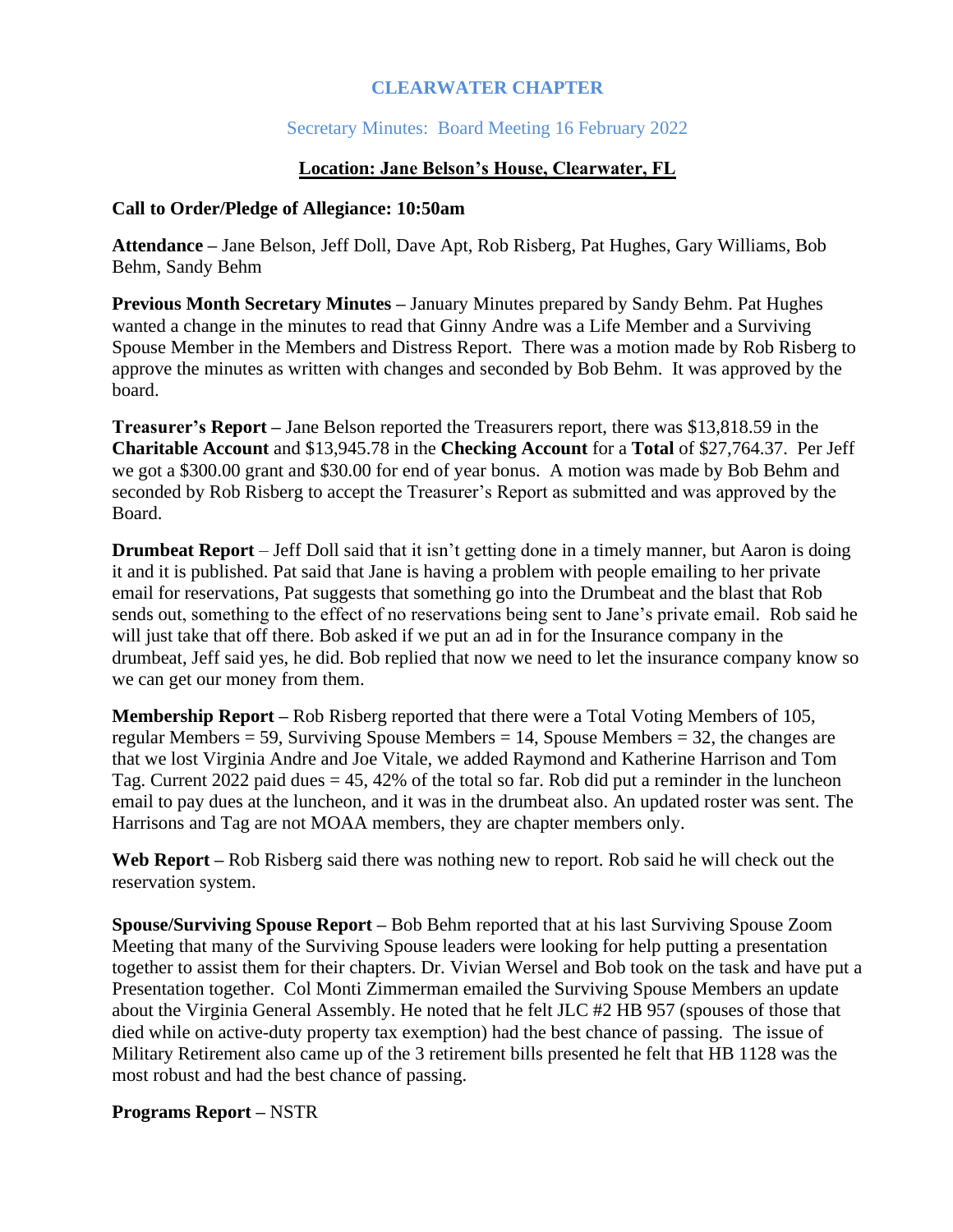# CLEARWATER CHAPTER

Secretary Minutes: Board Meeting 16 February 2022

**Location: Jane Belson's House, Clearwater, FL**

**Call to Order/Pledge of Allegiance: 10:50am**

**Attendance –** Jane Belson, Jeff Doll, Dave Apt, Rob Risberg, Pat Hughes, Gary Williams, Bob Behm, Sandy Behm

**Previous Month Secretary Minutes –** January Minutes prepared by Sandy Behm. Pat Hughes wanted a change in the minutes to read that Ginny Andre was a Life Member and a Surviving Spouse Member in the Members and Distress Report. There was a motion made by Rob Risberg to approve the minutes as written with changes and seconded by Bob Behm. It was approved by the board.

**Treasurer's Report –** Jane Belson reported the Treasurers report, there was $13,818.59 in the **Charitable Account** and $13,945.78 in the **Checking Account** for a **Total** of $27,764.37. Per Jeff we got a $300.00 grant and $30.00 for end of year bonus. A motion was made by Bob Behm and seconded by Rob Risberg to accept the Treasurer's Report as submitted and was approved by the Board.

**Drumbeat Report** – Jeff Doll said that it isn't getting done in a timely manner, but Aaron is doing it and it is published. Pat said that Jane is having a problem with people emailing to her private email for reservations, Pat suggests that something go into the Drumbeat and the blast that Rob sends out, something to the effect of no reservations being sent to Jane's private email. Rob said he will just take that off there. Bob asked if we put an ad in for the Insurance company in the drumbeat, Jeff said yes, he did. Bob replied that now we need to let the insurance company know so we can get our money from them.

**Membership Report –** Rob Risberg reported that there were a Total Voting Members of 105, regular Members = 59, Surviving Spouse Members = 14, Spouse Members = 32, the changes are that we lost Virginia Andre and Joe Vitale, we added Raymond and Katherine Harrison and Tom Tag. Current 2022 paid dues = 45, 42% of the total so far. Rob did put a reminder in the luncheon email to pay dues at the luncheon, and it was in the drumbeat also. An updated roster was sent. The Harrisons and Tag are not MOAA members, they are chapter members only.

**Web Report –** Rob Risberg said there was nothing new to report. Rob said he will check out the reservation system.

**Spouse/Surviving Spouse Report –** Bob Behm reported that at his last Surviving Spouse Zoom Meeting that many of the Surviving Spouse leaders were looking for help putting a presentation together to assist them for their chapters. Dr. Vivian Wersel and Bob took on the task and have put a Presentation together. Col Monti Zimmerman emailed the Surviving Spouse Members an update about the Virginia General Assembly. He noted that he felt JLC #2 HB 957 (spouses of those that died while on active-duty property tax exemption) had the best chance of passing. The issue of Military Retirement also came up of the 3 retirement bills presented he felt that HB 1128 was the most robust and had the best chance of passing.

**Programs Report –** NSTR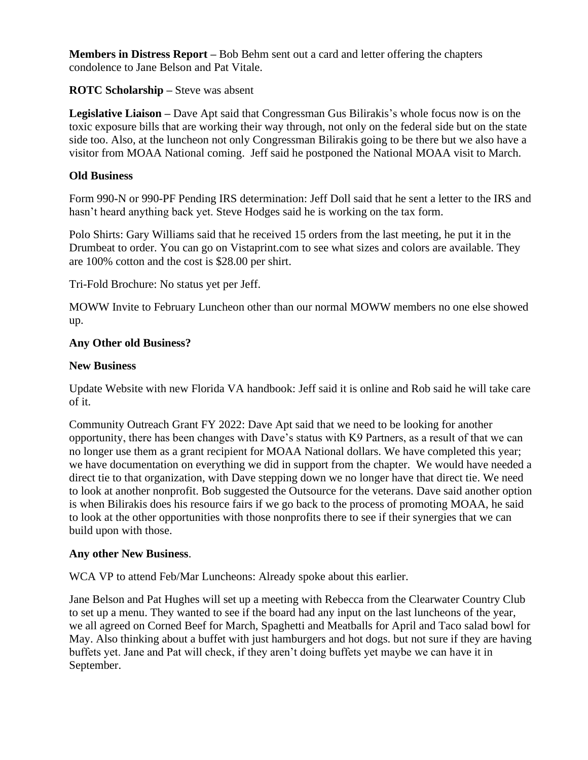**Members in Distress Report –** Bob Behm sent out a card and letter offering the chapters condolence to Jane Belson and Pat Vitale.

**ROTC Scholarship –** Steve was absent

**Legislative Liaison –** Dave Apt said that Congressman Gus Bilirakis's whole focus now is on the toxic exposure bills that are working their way through, not only on the federal side but on the state side too. Also, at the luncheon not only Congressman Bilirakis going to be there but we also have a visitor from MOAA National coming. Jeff said he postponed the National MOAA visit to March.

**Old Business**

Form 990-N or 990-PF Pending IRS determination: Jeff Doll said that he sent a letter to the IRS and hasn't heard anything back yet. Steve Hodges said he is working on the tax form.

Polo Shirts: Gary Williams said that he received 15 orders from the last meeting, he put it in the Drumbeat to order. You can go on Vistaprint.com to see what sizes and colors are available. They are 100% cotton and the cost is $28.00 per shirt.

Tri-Fold Brochure: No status yet per Jeff.

MOWW Invite to February Luncheon other than our normal MOWW members no one else showed up.

**Any Other old Business?**

**New Business**

Update Website with new Florida VA handbook: Jeff said it is online and Rob said he will take care of it.

Community Outreach Grant FY 2022: Dave Apt said that we need to be looking for another opportunity, there has been changes with Dave's status with K9 Partners, as a result of that we can no longer use them as a grant recipient for MOAA National dollars. We have completed this year; we have documentation on everything we did in support from the chapter. We would have needed a direct tie to that organization, with Dave stepping down we no longer have that direct tie. We need to look at another nonprofit. Bob suggested the Outsource for the veterans. Dave said another option is when Bilirakis does his resource fairs if we go back to the process of promoting MOAA, he said to look at the other opportunities with those nonprofits there to see if their synergies that we can build upon with those.

**Any other New Business**.

WCA VP to attend Feb/Mar Luncheons: Already spoke about this earlier.

Jane Belson and Pat Hughes will set up a meeting with Rebecca from the Clearwater Country Club to set up a menu. They wanted to see if the board had any input on the last luncheons of the year, we all agreed on Corned Beef for March, Spaghetti and Meatballs for April and Taco salad bowl for May. Also thinking about a buffet with just hamburgers and hot dogs. but not sure if they are having buffets yet. Jane and Pat will check, if they aren't doing buffets yet maybe we can have it in September.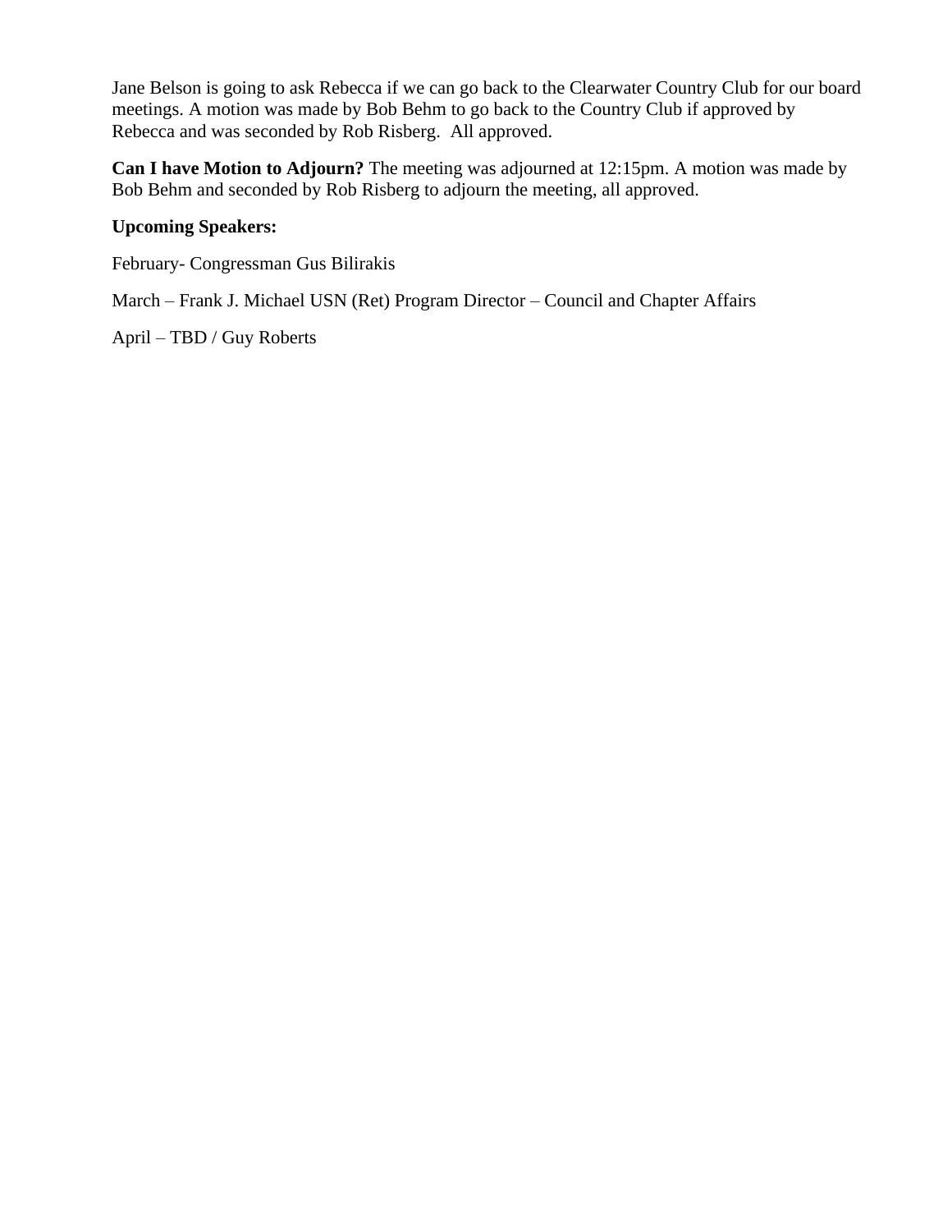Jane Belson is going to ask Rebecca if we can go back to the Clearwater Country Club for our board meetings. A motion was made by Bob Behm to go back to the Country Club if approved by Rebecca and was seconded by Rob Risberg. All approved.

**Can I have Motion to Adjourn?** The meeting was adjourned at 12:15pm. A motion was made by Bob Behm and seconded by Rob Risberg to adjourn the meeting, all approved.

**Upcoming Speakers:**

February- Congressman Gus Bilirakis

March – Frank J. Michael USN (Ret) Program Director – Council and Chapter Affairs

April – TBD / Guy Roberts